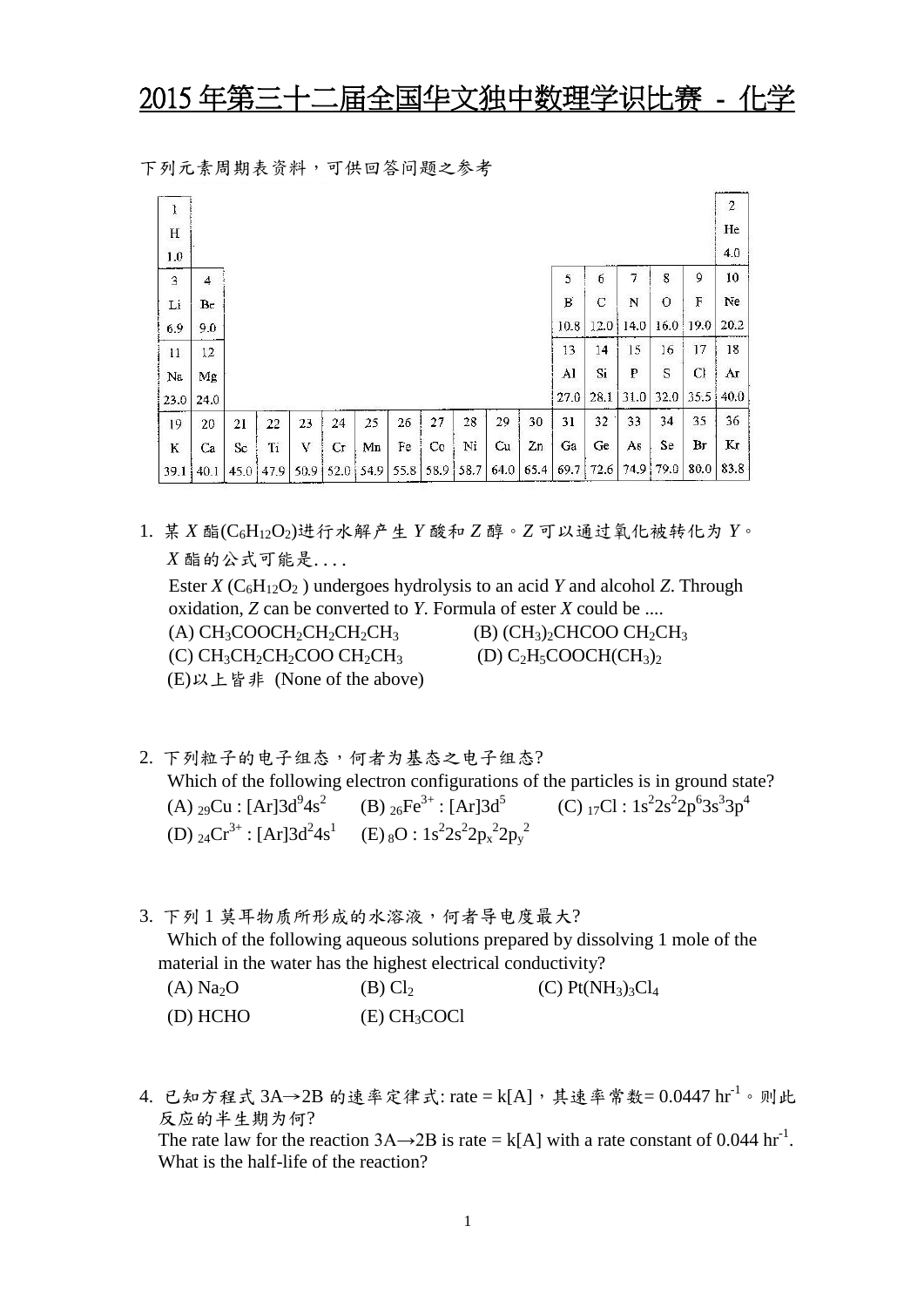# 2015 年第三十二届全国华文独中数理学识比赛 - 化学

下列元素周期表资料，可供回答问题之参考

| 1 H 1.0 | | | | | | | | | | | | | | | | | 2 He 4.0 |
|---|---|---|---|---|---|---|---|---|---|---|---|---|---|---|---|---|---|
| 3 Li 6.9 | 4 Be 9.0 | | | | | | | | | | | 5 B 10.8 | 6 C 12.0 | 7 N 14.0 | 8 O 16.0 | 9 F 19.0 | 10 Ne 20.2 |
| 11 Na 23.0 | 12 Mg 24.0 | | | | | | | | | | | 13 Al 27.0 | 14 Si 28.1 | 15 P 31.0 | 16 S 32.0 | 17 Cl 35.5 | 18 Ar 40.0 |
| 19 K 39.1 | 20 Ca 40.1 | 21 Sc 45.0 | 22 Ti 47.9 | 23 V 50.9 | 24 Cr 52.0 | 25 Mn 54.9 | 26 Fe 55.8 | 27 Co 58.9 | 28 Ni 58.7 | 29 Cu 64.0 | 30 Zn 65.4 | 31 Ga 69.7 | 32 Ge 72.6 | 33 As 74.9 | 34 Se 79.0 | 35 Br 80.0 | 36 Kr 83.8 |

1. 某 *X* 酯($C_6H_{12}O_2$)进行水解产生 *Y* 酸和 *Z* 醇。*Z* 可以通过氧化被转化为 *Y*。*X* 酯的公式可能是. . . .

   Ester *X* ($C_6H_{12}O_2$ ) undergoes hydrolysis to an acid *Y* and alcohol *Z*. Through oxidation, *Z* can be converted to *Y*. Formula of ester *X* could be ....

   (A) $CH_3COOCH_2CH_2CH_2CH_3$ (B) $(CH_3)_2CHCOO\ CH_2CH_3$
   (C) $CH_3CH_2CH_2COO\ CH_2CH_3$ (D) $C_2H_5COOCH(CH_3)_2$
   (E)以上皆非 (None of the above)

2. 下列粒子的电子组态，何者为基态之电子组态?

   Which of the following electron configurations of the particles is in ground state?

   (A) $_{29}Cu$ : $[Ar]3d^94s^2$ (B) $_{26}Fe^{3+}$ : $[Ar]3d^5$ (C) $_{17}Cl$ : $1s^22s^22p^63s^33p^4$
   (D) $_{24}Cr^{3+}$ : $[Ar]3d^24s^1$ (E) $_8O$ : $1s^22s^22p_x^{\ 2}2p_y^{\ 2}$

3. 下列 1 莫耳物质所形成的水溶液，何者导电度最大?

   Which of the following aqueous solutions prepared by dissolving 1 mole of the material in the water has the highest electrical conductivity?

   (A) $Na_2O$ (B) $Cl_2$ (C) $Pt(NH_3)_3Cl_4$
   (D) HCHO (E) $CH_3COCl$

4. 已知方程式 3A→2B 的速率定律式: rate = k[A]，其速率常数= 0.0447 $hr^{-1}$。则此反应的半生期为何?

   The rate law for the reaction 3A→2B is rate = k[A] with a rate constant of 0.044 $hr^{-1}$. What is the half-life of the reaction?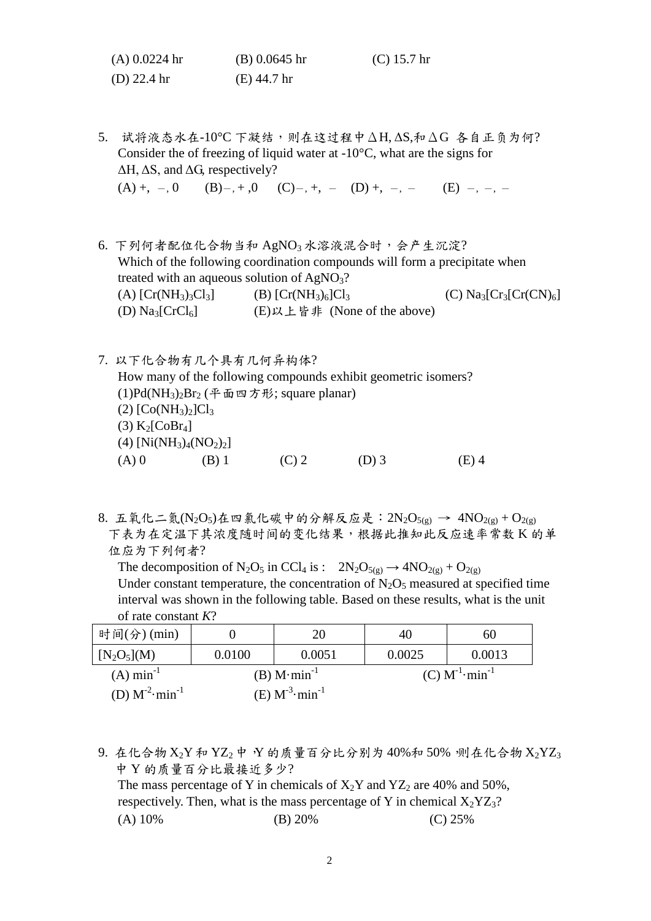(A) 0.0224 hr (B) 0.0645 hr (C) 15.7 hr
(D) 22.4 hr (E) 44.7 hr

5. 试将液态水在-10°C 下凝结，则在这过程中$\Delta H$, $\Delta S$,和$\Delta G$ 各自正负为何?
Consider the of freezing of liquid water at -10°C, what are the signs for $\Delta H$, $\Delta S$, and $\Delta G$, respectively?
(A) +, −, 0 (B) −, +, 0 (C) −, +, − (D) +, −, − (E) −, −, −

6. 下列何者配位化合物当和 $AgNO_3$ 水溶液混合时，会产生沉淀?
Which of the following coordination compounds will form a precipitate when treated with an aqueous solution of $AgNO_3$?
(A) $[Cr(NH_3)_3Cl_3]$ (B) $[Cr(NH_3)_6]Cl_3$ (C) $Na_3[Cr_3[Cr(CN)_6]$
(D) $Na_3[CrCl_6]$ (E)以上皆非 (None of the above)

7. 以下化合物有几个具有几何异构体?
How many of the following compounds exhibit geometric isomers?
(1)$Pd(NH_3)_2Br_2$ (平面四方形; square planar)
(2) $[Co(NH_3)_2]Cl_3$
(3) $K_2[CoBr_4]$
(4) $[Ni(NH_3)_4(NO_2)_2]$
(A) 0 (B) 1 (C) 2 (D) 3 (E) 4

8. 五氧化二氮($N_2O_5$)在四氯化碳中的分解反应是：$2N_2O_{5(g)} \rightarrow 4NO_{2(g)} + O_{2(g)}$
下表为在定温下其浓度随时间的变化结果，根据此推知此反应速率常数 K 的单位应为下列何者?
The decomposition of $N_2O_5$ in $CCl_4$ is : $2N_2O_{5(g)} \rightarrow 4NO_{2(g)} + O_{2(g)}$
Under constant temperature, the concentration of $N_2O_5$ measured at specified time interval was shown in the following table. Based on these results, what is the unit of rate constant *K*?

| 时间(分) (min) | 0 | 20 | 40 | 60 |
|---|---|---|---|---|
| $[N_2O_5]$(M) | 0.0100 | 0.0051 | 0.0025 | 0.0013 |

(A) $min^{-1}$ (B) $M \cdot min^{-1}$ (C) $M^{-1} \cdot min^{-1}$
(D) $M^{-2} \cdot min^{-1}$ (E) $M^{-3} \cdot min^{-1}$

9. 在化合物 $X_2Y$ 和 $YZ_2$ 中，Y 的质量百分比分别为 40%和 50%，则在化合物 $X_2YZ_3$ 中 Y 的质量百分比最接近多少?
The mass percentage of Y in chemicals of $X_2Y$ and $YZ_2$ are 40% and 50%, respectively. Then, what is the mass percentage of Y in chemical $X_2YZ_3$?
(A) 10% (B) 20% (C) 25%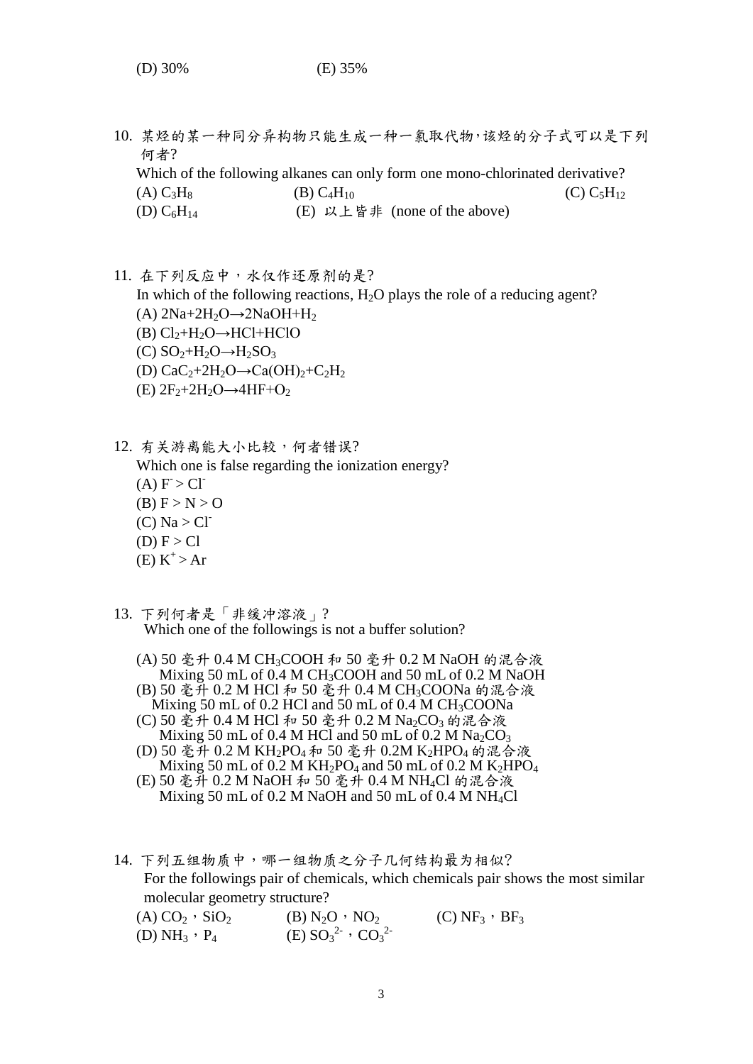(D) 30% (E) 35%

10. 某烃的某一种同分异构物只能生成一种一氯取代物,该烃的分子式可以是下列何者?

Which of the following alkanes can only form one mono-chlorinated derivative?

(A) $C_3H_8$ (B) $C_4H_{10}$ (C) $C_5H_{12}$

(D) $C_6H_{14}$ (E) 以上皆非 (none of the above)

11. 在下列反应中，水仅作还原剂的是?

In which of the following reactions, $H_2O$ plays the role of a reducing agent?

(A) $2Na+2H_2O \rightarrow 2NaOH+H_2$

(B) $Cl_2+H_2O \rightarrow HCl+HClO$

(C) $SO_2+H_2O \rightarrow H_2SO_3$

(D) $CaC_2+2H_2O \rightarrow Ca(OH)_2+C_2H_2$

(E) $2F_2+2H_2O \rightarrow 4HF+O_2$

12. 有关游离能大小比较，何者错误?

Which one is false regarding the ionization energy?

(A) $F^- > Cl^-$

(B) $F > N > O$

(C) $Na > Cl^-$

(D) $F > Cl$

(E) $K^+ > Ar$

13. 下列何者是「非缓冲溶液」?

Which one of the followings is not a buffer solution?

(A) 50 毫升 0.4 M $CH_3COOH$ 和 50 毫升 0.2 M NaOH 的混合液
Mixing 50 mL of 0.4 M $CH_3COOH$ and 50 mL of 0.2 M NaOH

(B) 50 毫升 0.2 M HCl 和 50 毫升 0.4 M $CH_3COONa$ 的混合液
Mixing 50 mL of 0.2 HCl and 50 mL of 0.4 M $CH_3COONa$

(C) 50 毫升 0.4 M HCl 和 50 毫升 0.2 M $Na_2CO_3$ 的混合液
Mixing 50 mL of 0.4 M HCl and 50 mL of 0.2 M $Na_2CO_3$

(D) 50 毫升 0.2 M $KH_2PO_4$ 和 50 毫升 0.2M $K_2HPO_4$ 的混合液
Mixing 50 mL of 0.2 M $KH_2PO_4$ and 50 mL of 0.2 M $K_2HPO_4$

(E) 50 毫升 0.2 M NaOH 和 50 毫升 0.4 M $NH_4Cl$ 的混合液
Mixing 50 mL of 0.2 M NaOH and 50 mL of 0.4 M $NH_4Cl$

14. 下列五组物质中，哪一组物质之分子几何结构最为相似?

For the followings pair of chemicals, which chemicals pair shows the most similar molecular geometry structure?

(A) $CO_2$，$SiO_2$ (B) $N_2O$，$NO_2$ (C) $NF_3$，$BF_3$

(D) $NH_3$，$P_4$ (E) $SO_3^{2-}$，$CO_3^{2-}$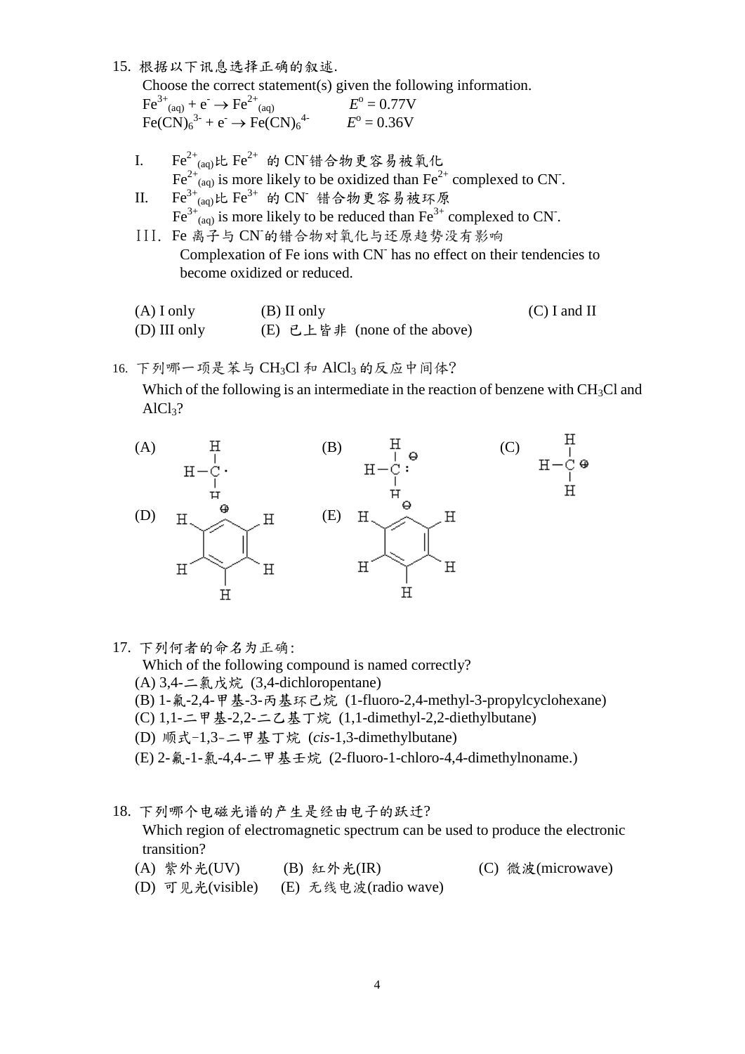15. 根据以下讯息选择正确的叙述.

Choose the correct statement(s) given the following information.

$Fe^{3+}_{(aq)} + e^- \rightarrow Fe^{2+}_{(aq)}$ $E^o = 0.77V$

$Fe(CN)_6^{3-} + e^- \rightarrow Fe(CN)_6^{4-}$ $E^o = 0.36V$

I. $Fe^{2+}_{(aq)}$比 $Fe^{2+}$ 的 $CN^-$错合物更容易被氧化

$Fe^{2+}_{(aq)}$ is more likely to be oxidized than $Fe^{2+}$ complexed to $CN^-$.

II. $Fe^{3+}_{(aq)}$比 $Fe^{3+}$ 的 $CN^-$ 错合物更容易被还原

$Fe^{3+}_{(aq)}$ is more likely to be reduced than $Fe^{3+}$ complexed to $CN^-$.

III. Fe 离子与 $CN^-$的错合物对氧化与还原趋势没有影响

Complexation of Fe ions with $CN^-$ has no effect on their tendencies to become oxidized or reduced.

(A) I only (B) II only (C) I and II

(D) III only (E) 已上皆非 (none of the above)

16. 下列哪一项是苯与 $CH_3Cl$ 和 $AlCl_3$ 的反应中间体?

Which of the following is an intermediate in the reaction of benzene with $CH_3Cl$ and $AlCl_3$?

(A) H–C(H)(H)· (methyl radical)

(B) H–C(H)(H):⊖ (methyl anion)

(C) H–C(H)(H)⊕ (methyl cation)

(D) benzene ring with H on each carbon, ⊖ at top

(E) benzene ring with ⊖ at top carbon and H on the other five carbons

17. 下列何者的命名为正确:

Which of the following compound is named correctly?

(A) 3,4-二氯戊烷 (3,4-dichloropentane)

(B) 1-氟-2,4-甲基-3-丙基环己烷 (1-fluoro-2,4-methyl-3-propylcyclohexane)

(C) 1,1-二甲基-2,2-二乙基丁烷 (1,1-dimethyl-2,2-diethylbutane)

(D) 顺式-1,3-二甲基丁烷 (*cis*-1,3-dimethylbutane)

(E) 2-氟-1-氯-4,4-二甲基壬烷 (2-fluoro-1-chloro-4,4-dimethylnonane.)

18. 下列哪个电磁光谱的产生是经由电子的跃迁?

Which region of electromagnetic spectrum can be used to produce the electronic transition?

(A) 紫外光(UV) (B) 紅外光(IR) (C) 微波(microwave)

(D) 可见光(visible) (E) 无线电波(radio wave)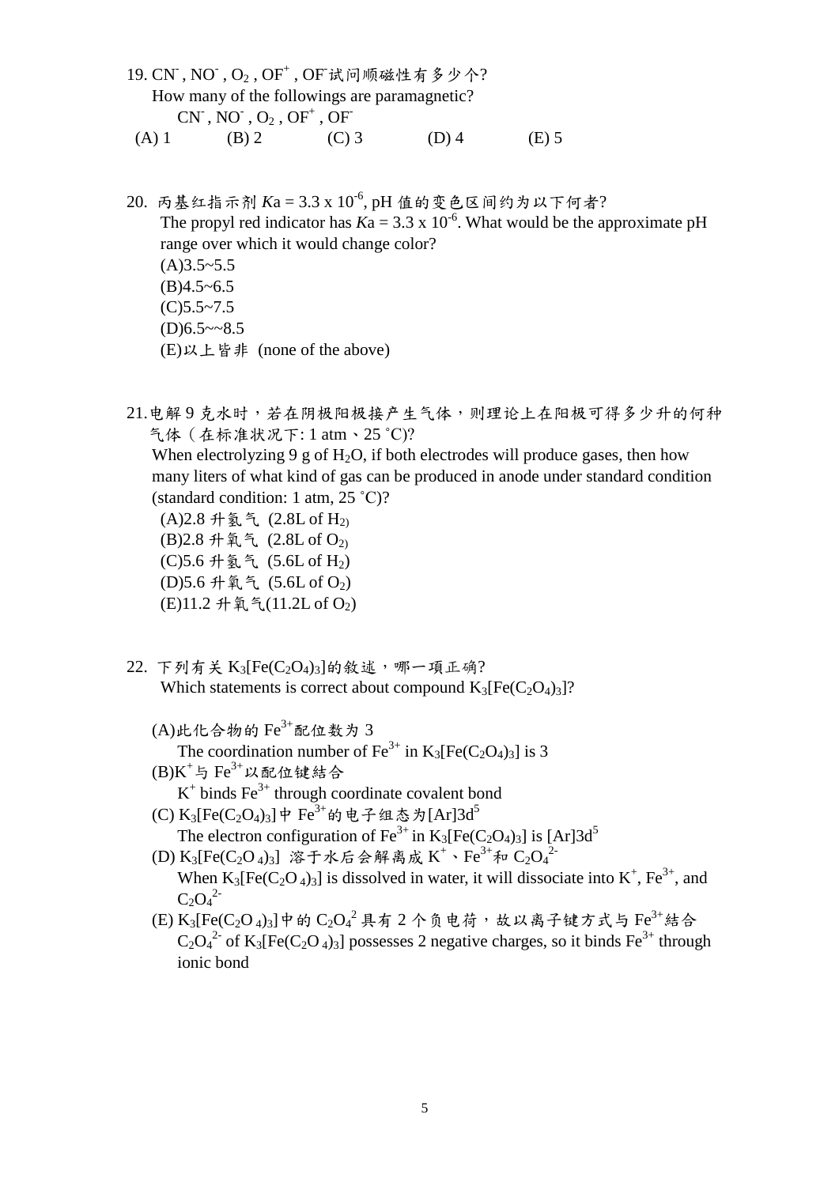19. $CN^-$ , $NO^-$ , $O_2$ , $OF^+$ , $OF^-$试问顺磁性有多少个?

How many of the followings are paramagnetic?

$CN^-$ , $NO^-$ , $O_2$ , $OF^+$ , $OF^-$

(A) 1 (B) 2 (C) 3 (D) 4 (E) 5

20. 丙基红指示剂 $Ka = 3.3 \times 10^{-6}$, pH 值的变色区间约为以下何者?

The propyl red indicator has $Ka = 3.3 \times 10^{-6}$. What would be the approximate pH range over which it would change color?

(A)3.5~5.5

(B)4.5~6.5

(C)5.5~7.5

(D)6.5~~8.5

(E)以上皆非 (none of the above)

21.电解 9 克水时，若在阴极阳极接产生气体，则理论上在阳极可得多少升的何种气体（在标准状况下: 1 atm、25 ˚C)?

When electrolyzing 9 g of $H_2O$, if both electrodes will produce gases, then how many liters of what kind of gas can be produced in anode under standard condition (standard condition: 1 atm, 25 ˚C)?

(A)2.8 升氢气 (2.8L of $H_2$)

(B)2.8 升氧气 (2.8L of $O_2$)

(C)5.6 升氢气 (5.6L of $H_2$)

(D)5.6 升氧气 (5.6L of $O_2$)

(E)11.2 升氧气(11.2L of $O_2$)

22. 下列有关 $K_3[Fe(C_2O_4)_3]$的敘述，哪一項正确?

Which statements is correct about compound $K_3[Fe(C_2O_4)_3]$?

(A)此化合物的 $Fe^{3+}$配位数为 3

The coordination number of $Fe^{3+}$ in $K_3[Fe(C_2O_4)_3]$ is 3

(B)$K^+$与 $Fe^{3+}$以配位键結合

$K^+$ binds $Fe^{3+}$ through coordinate covalent bond

(C) $K_3[Fe(C_2O_4)_3]$中 $Fe^{3+}$的电子组态为$[Ar]3d^5$

The electron configuration of $Fe^{3+}$ in $K_3[Fe(C_2O_4)_3]$ is $[Ar]3d^5$

(D) $K_3[Fe(C_2O_4)_3]$ 溶于水后会解离成 $K^+$、$Fe^{3+}$和 $C_2O_4^{2-}$

When $K_3[Fe(C_2O_4)_3]$ is dissolved in water, it will dissociate into $K^+$, $Fe^{3+}$, and $C_2O_4^{2-}$

(E) $K_3[Fe(C_2O_4)_3]$中的 $C_2O_4^2$ 具有 2 个负电荷，故以离子键方式与 $Fe^{3+}$結合

$C_2O_4^{2-}$ of $K_3[Fe(C_2O_4)_3]$ possesses 2 negative charges, so it binds $Fe^{3+}$ through ionic bond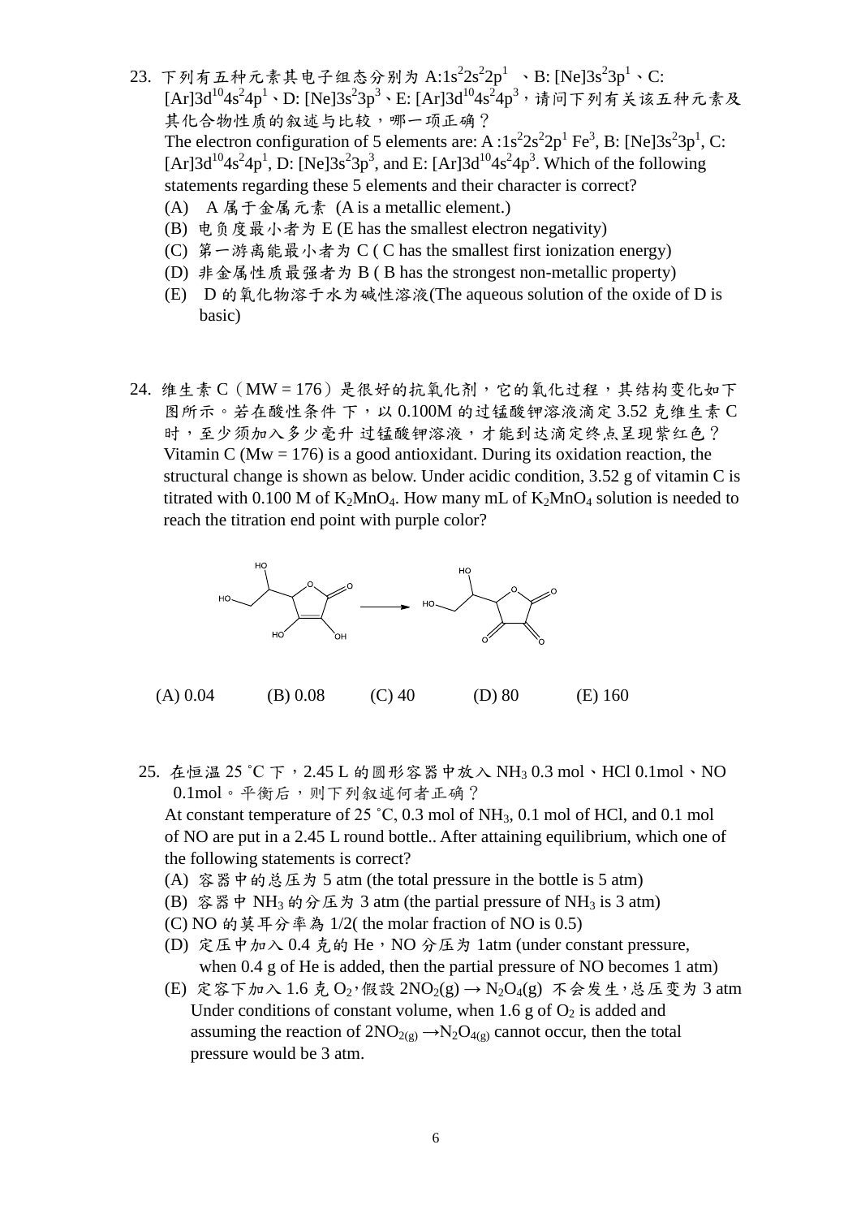23. 下列有五种元素其电子组态分别为 A:$1s^2 2s^2 2p^1$ 、B: [Ne]$3s^2 3p^1$、C: [Ar]$3d^{10} 4s^2 4p^1$、D: [Ne]$3s^2 3p^3$、E: [Ar]$3d^{10} 4s^2 4p^3$，请问下列有关该五种元素及其化合物性质的叙述与比较，哪一项正确？
The electron configuration of 5 elements are: A :$1s^2 2s^2 2p^1$ $Fe^3$, B: [Ne]$3s^2 3p^1$, C: [Ar]$3d^{10} 4s^2 4p^1$, D: [Ne]$3s^2 3p^3$, and E: [Ar]$3d^{10} 4s^2 4p^3$. Which of the following statements regarding these 5 elements and their character is correct?
   - (A) A 属于金属元素 (A is a metallic element.)
   - (B) 电负度最小者为 E (E has the smallest electron negativity)
   - (C) 第一游离能最小者为 C ( C has the smallest first ionization energy)
   - (D) 非金属性质最强者为 B ( B has the strongest non-metallic property)
   - (E) D 的氧化物溶于水为碱性溶液(The aqueous solution of the oxide of D is basic)

24. 维生素 C（MW = 176）是很好的抗氧化剂，它的氧化过程，其结构变化如下图所示。若在酸性条件 下，以 0.100M 的过锰酸钾溶液滴定 3.52 克维生素 C 时，至少须加入多少毫升 过锰酸钾溶液，才能到达滴定终点呈现紫红色？
Vitamin C (Mw = 176) is a good antioxidant. During its oxidation reaction, the structural change is shown as below. Under acidic condition, 3.52 g of vitamin C is titrated with 0.100 M of $K_2MnO_4$. How many mL of $K_2MnO_4$ solution is needed to reach the titration end point with purple color?

(A) 0.04　　(B) 0.08　　(C) 40　　(D) 80　　(E) 160

25. 在恒温 25 ˚C 下，2.45 L 的圆形容器中放入 $NH_3$ 0.3 mol、HCl 0.1mol、NO 0.1mol。平衡后，则下列叙述何者正确？
At constant temperature of 25 ˚C, 0.3 mol of $NH_3$, 0.1 mol of HCl, and 0.1 mol of NO are put in a 2.45 L round bottle.. After attaining equilibrium, which one of the following statements is correct?
   - (A) 容器中的总压为 5 atm (the total pressure in the bottle is 5 atm)
   - (B) 容器中 $NH_3$ 的分压为 3 atm (the partial pressure of $NH_3$ is 3 atm)
   - (C) NO 的莫耳分率為 1/2( the molar fraction of NO is 0.5)
   - (D) 定压中加入 0.4 克的 He，NO 分压为 1atm (under constant pressure, when 0.4 g of He is added, then the partial pressure of NO becomes 1 atm)
   - (E) 定容下加入 1.6 克 $O_2$，假設 $2NO_2(g) \rightarrow N_2O_4(g)$ 不会发生，总压变为 3 atm Under conditions of constant volume, when 1.6 g of $O_2$ is added and assuming the reaction of $2NO_{2(g)} \rightarrow N_2O_{4(g)}$ cannot occur, then the total pressure would be 3 atm.